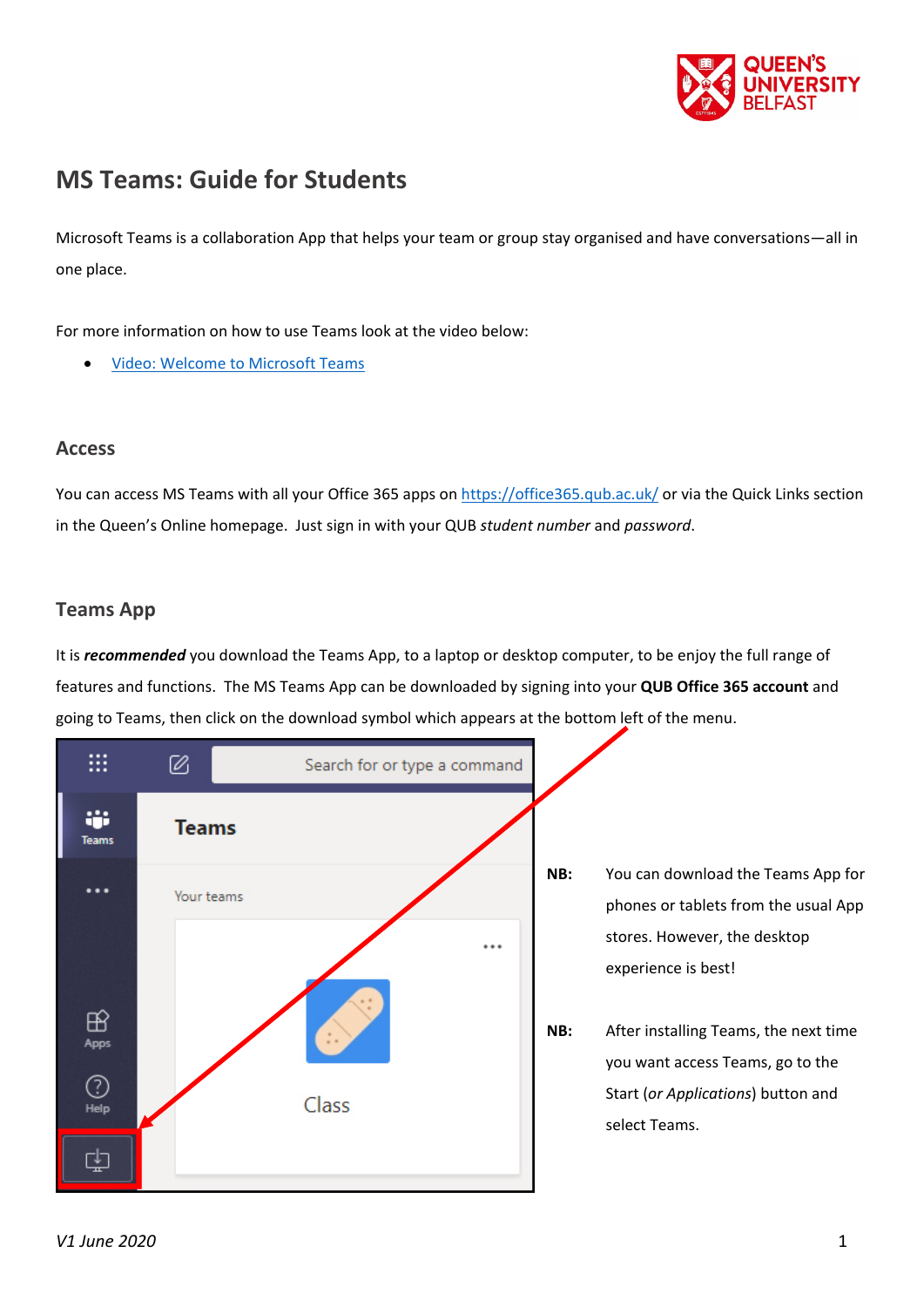# MS Teams: Guide for Students

Microsoft Teams is a collaboration App that helps your team or group stay organised and have conversations—all in one place.

For more information on how to use Teams look at the video below:

- Video: Welcome to Microsoft Teams

## Access

You can access MS Teams with all your Office 365 apps on https://office365.qub.ac.uk/ or via the Quick Links section in the Queen's Online homepage. Just sign in with your QUB *student number* and *password*.

## Teams App

It is ***recommended*** you download the Teams App, to a laptop or desktop computer, to be enjoy the full range of features and functions. The MS Teams App can be downloaded by signing into your **QUB Office 365 account** and going to Teams, then click on the download symbol which appears at the bottom left of the menu.

**NB:** You can download the Teams App for phones or tablets from the usual App stores. However, the desktop experience is best!

**NB:** After installing Teams, the next time you want access Teams, go to the Start (*or Applications*) button and select Teams.

*V1 June 2020*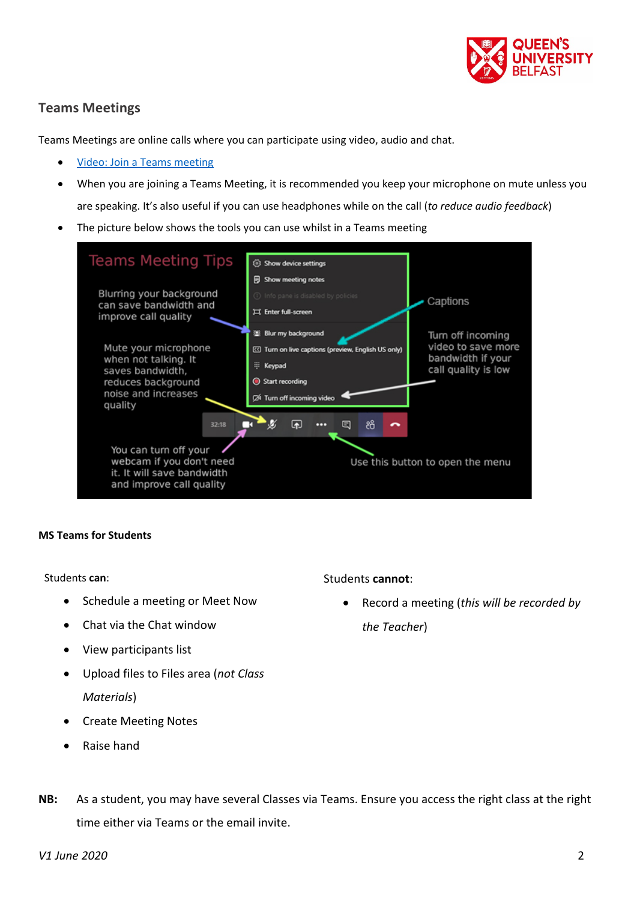## Teams Meetings

Teams Meetings are online calls where you can participate using video, audio and chat.

- [Video: Join a Teams meeting]()
- When you are joining a Teams Meeting, it is recommended you keep your microphone on mute unless you are speaking. It's also useful if you can use headphones while on the call (*to reduce audio feedback*)
- The picture below shows the tools you can use whilst in a Teams meeting

### MS Teams for Students

Students **can**:

- Schedule a meeting or Meet Now
- Chat via the Chat window
- View participants list
- Upload files to Files area (*not Class Materials*)
- Create Meeting Notes
- Raise hand

Students **cannot**:

- Record a meeting (*this will be recorded by the Teacher*)

**NB:** As a student, you may have several Classes via Teams. Ensure you access the right class at the right time either via Teams or the email invite.